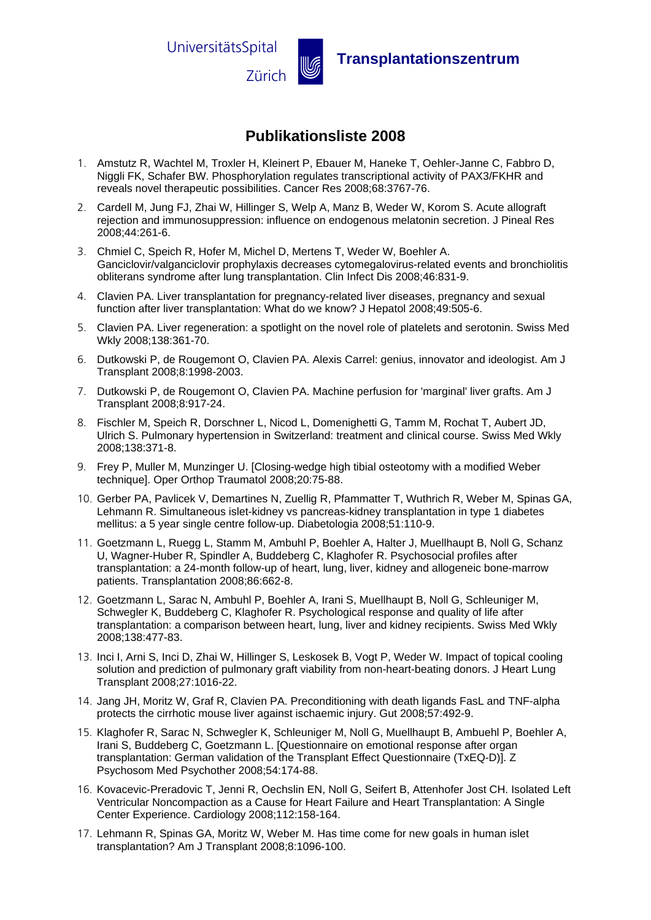UniversitätsSpital Zürich

**Transplantationszentrum**

# Publikationsliste 2008

1. Amstutz R, Wachtel M, Troxler H, Kleinert P, Ebauer M, Haneke T, Oehler-Janne C, Fabbro D, Niggli FK, Schafer BW. Phosphorylation regulates transcriptional activity of PAX3/FKHR and reveals novel therapeutic possibilities. Cancer Res 2008;68:3767-76.
2. Cardell M, Jung FJ, Zhai W, Hillinger S, Welp A, Manz B, Weder W, Korom S. Acute allograft rejection and immunosuppression: influence on endogenous melatonin secretion. J Pineal Res 2008;44:261-6.
3. Chmiel C, Speich R, Hofer M, Michel D, Mertens T, Weder W, Boehler A. Ganciclovir/valganciclovir prophylaxis decreases cytomegalovirus-related events and bronchiolitis obliterans syndrome after lung transplantation. Clin Infect Dis 2008;46:831-9.
4. Clavien PA. Liver transplantation for pregnancy-related liver diseases, pregnancy and sexual function after liver transplantation: What do we know? J Hepatol 2008;49:505-6.
5. Clavien PA. Liver regeneration: a spotlight on the novel role of platelets and serotonin. Swiss Med Wkly 2008;138:361-70.
6. Dutkowski P, de Rougemont O, Clavien PA. Alexis Carrel: genius, innovator and ideologist. Am J Transplant 2008;8:1998-2003.
7. Dutkowski P, de Rougemont O, Clavien PA. Machine perfusion for 'marginal' liver grafts. Am J Transplant 2008;8:917-24.
8. Fischler M, Speich R, Dorschner L, Nicod L, Domenighetti G, Tamm M, Rochat T, Aubert JD, Ulrich S. Pulmonary hypertension in Switzerland: treatment and clinical course. Swiss Med Wkly 2008;138:371-8.
9. Frey P, Muller M, Munzinger U. [Closing-wedge high tibial osteotomy with a modified Weber technique]. Oper Orthop Traumatol 2008;20:75-88.
10. Gerber PA, Pavlicek V, Demartines N, Zuellig R, Pfammatter T, Wuthrich R, Weber M, Spinas GA, Lehmann R. Simultaneous islet-kidney vs pancreas-kidney transplantation in type 1 diabetes mellitus: a 5 year single centre follow-up. Diabetologia 2008;51:110-9.
11. Goetzmann L, Ruegg L, Stamm M, Ambuhl P, Boehler A, Halter J, Muellhaupt B, Noll G, Schanz U, Wagner-Huber R, Spindler A, Buddeberg C, Klaghofer R. Psychosocial profiles after transplantation: a 24-month follow-up of heart, lung, liver, kidney and allogeneic bone-marrow patients. Transplantation 2008;86:662-8.
12. Goetzmann L, Sarac N, Ambuhl P, Boehler A, Irani S, Muellhaupt B, Noll G, Schleuniger M, Schwegler K, Buddeberg C, Klaghofer R. Psychological response and quality of life after transplantation: a comparison between heart, lung, liver and kidney recipients. Swiss Med Wkly 2008;138:477-83.
13. Inci I, Arni S, Inci D, Zhai W, Hillinger S, Leskosek B, Vogt P, Weder W. Impact of topical cooling solution and prediction of pulmonary graft viability from non-heart-beating donors. J Heart Lung Transplant 2008;27:1016-22.
14. Jang JH, Moritz W, Graf R, Clavien PA. Preconditioning with death ligands FasL and TNF-alpha protects the cirrhotic mouse liver against ischaemic injury. Gut 2008;57:492-9.
15. Klaghofer R, Sarac N, Schwegler K, Schleuniger M, Noll G, Muellhaupt B, Ambuehl P, Boehler A, Irani S, Buddeberg C, Goetzmann L. [Questionnaire on emotional response after organ transplantation: German validation of the Transplant Effect Questionnaire (TxEQ-D)]. Z Psychosom Med Psychother 2008;54:174-88.
16. Kovacevic-Preradovic T, Jenni R, Oechslin EN, Noll G, Seifert B, Attenhofer Jost CH. Isolated Left Ventricular Noncompaction as a Cause for Heart Failure and Heart Transplantation: A Single Center Experience. Cardiology 2008;112:158-164.
17. Lehmann R, Spinas GA, Moritz W, Weber M. Has time come for new goals in human islet transplantation? Am J Transplant 2008;8:1096-100.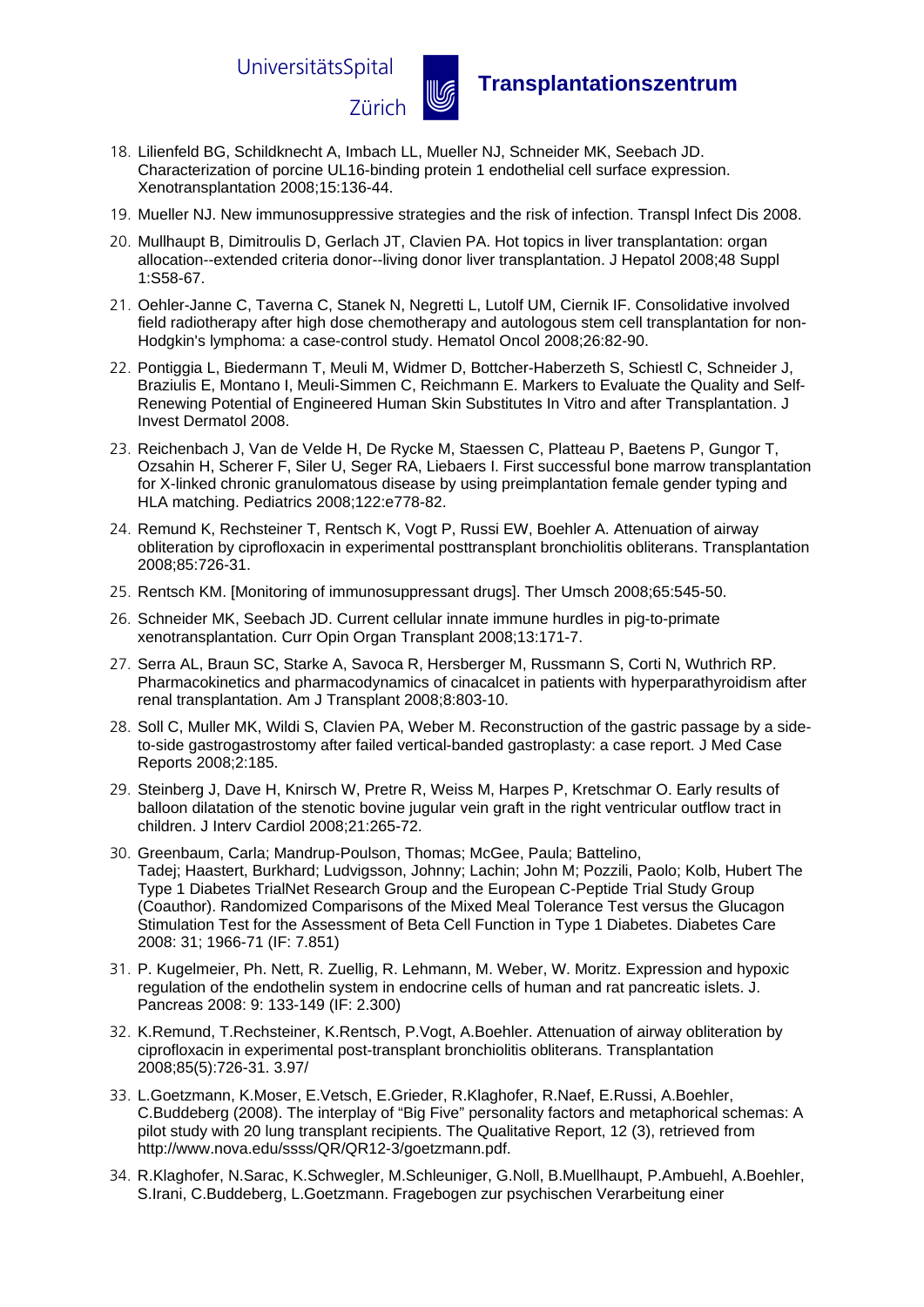18. Lilienfeld BG, Schildknecht A, Imbach LL, Mueller NJ, Schneider MK, Seebach JD. Characterization of porcine UL16-binding protein 1 endothelial cell surface expression. Xenotransplantation 2008;15:136-44.
19. Mueller NJ. New immunosuppressive strategies and the risk of infection. Transpl Infect Dis 2008.
20. Mullhaupt B, Dimitroulis D, Gerlach JT, Clavien PA. Hot topics in liver transplantation: organ allocation--extended criteria donor--living donor liver transplantation. J Hepatol 2008;48 Suppl 1:S58-67.
21. Oehler-Janne C, Taverna C, Stanek N, Negretti L, Lutolf UM, Ciernik IF. Consolidative involved field radiotherapy after high dose chemotherapy and autologous stem cell transplantation for non-Hodgkin's lymphoma: a case-control study. Hematol Oncol 2008;26:82-90.
22. Pontiggia L, Biedermann T, Meuli M, Widmer D, Bottcher-Haberzeth S, Schiestl C, Schneider J, Braziulis E, Montano I, Meuli-Simmen C, Reichmann E. Markers to Evaluate the Quality and Self-Renewing Potential of Engineered Human Skin Substitutes In Vitro and after Transplantation. J Invest Dermatol 2008.
23. Reichenbach J, Van de Velde H, De Rycke M, Staessen C, Platteau P, Baetens P, Gungor T, Ozsahin H, Scherer F, Siler U, Seger RA, Liebaers I. First successful bone marrow transplantation for X-linked chronic granulomatous disease by using preimplantation female gender typing and HLA matching. Pediatrics 2008;122:e778-82.
24. Remund K, Rechsteiner T, Rentsch K, Vogt P, Russi EW, Boehler A. Attenuation of airway obliteration by ciprofloxacin in experimental posttransplant bronchiolitis obliterans. Transplantation 2008;85:726-31.
25. Rentsch KM. [Monitoring of immunosuppressant drugs]. Ther Umsch 2008;65:545-50.
26. Schneider MK, Seebach JD. Current cellular innate immune hurdles in pig-to-primate xenotransplantation. Curr Opin Organ Transplant 2008;13:171-7.
27. Serra AL, Braun SC, Starke A, Savoca R, Hersberger M, Russmann S, Corti N, Wuthrich RP. Pharmacokinetics and pharmacodynamics of cinacalcet in patients with hyperparathyroidism after renal transplantation. Am J Transplant 2008;8:803-10.
28. Soll C, Muller MK, Wildi S, Clavien PA, Weber M. Reconstruction of the gastric passage by a side-to-side gastrogastrostomy after failed vertical-banded gastroplasty: a case report. J Med Case Reports 2008;2:185.
29. Steinberg J, Dave H, Knirsch W, Pretre R, Weiss M, Harpes P, Kretschmar O. Early results of balloon dilatation of the stenotic bovine jugular vein graft in the right ventricular outflow tract in children. J Interv Cardiol 2008;21:265-72.
30. Greenbaum, Carla; Mandrup-Poulson, Thomas; McGee, Paula; Battelino, Tadej; Haastert, Burkhard; Ludvigsson, Johnny; Lachin; John M; Pozzili, Paolo; Kolb, Hubert The Type 1 Diabetes TrialNet Research Group and the European C-Peptide Trial Study Group (Coauthor). Randomized Comparisons of the Mixed Meal Tolerance Test versus the Glucagon Stimulation Test for the Assessment of Beta Cell Function in Type 1 Diabetes. Diabetes Care 2008: 31; 1966-71 (IF: 7.851)
31. P. Kugelmeier, Ph. Nett, R. Zuellig, R. Lehmann, M. Weber, W. Moritz. Expression and hypoxic regulation of the endothelin system in endocrine cells of human and rat pancreatic islets. J. Pancreas 2008: 9: 133-149 (IF: 2.300)
32. K.Remund, T.Rechsteiner, K.Rentsch, P.Vogt, A.Boehler. Attenuation of airway obliteration by ciprofloxacin in experimental post-transplant bronchiolitis obliterans. Transplantation 2008;85(5):726-31. 3.97/
33. L.Goetzmann, K.Moser, E.Vetsch, E.Grieder, R.Klaghofer, R.Naef, E.Russi, A.Boehler, C.Buddeberg (2008). The interplay of “Big Five” personality factors and metaphorical schemas: A pilot study with 20 lung transplant recipients. The Qualitative Report, 12 (3), retrieved from http://www.nova.edu/ssss/QR/QR12-3/goetzmann.pdf.
34. R.Klaghofer, N.Sarac, K.Schwegler, M.Schleuniger, G.Noll, B.Muellhaupt, P.Ambuehl, A.Boehler, S.Irani, C.Buddeberg, L.Goetzmann. Fragebogen zur psychischen Verarbeitung einer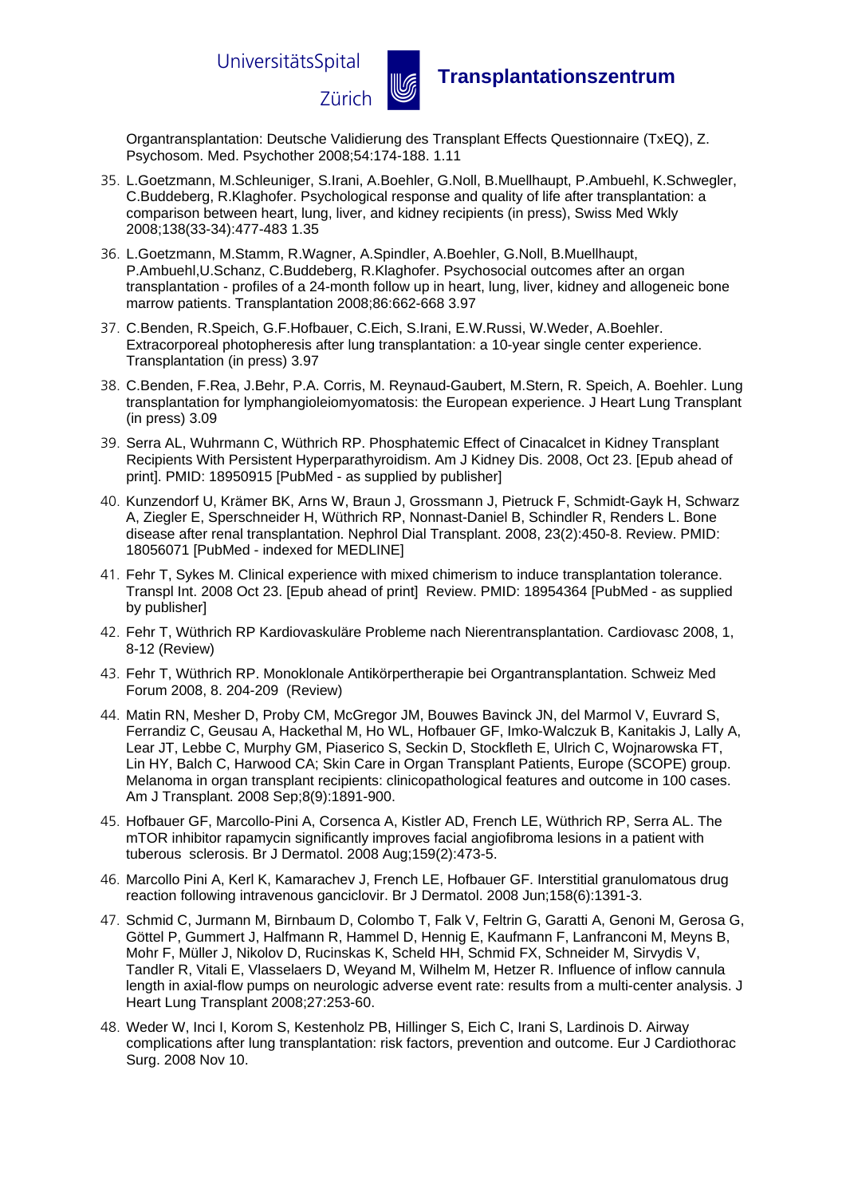Organtransplantation: Deutsche Validierung des Transplant Effects Questionnaire (TxEQ), Z. Psychosom. Med. Psychother 2008;54:174-188. 1.11

35. L.Goetzmann, M.Schleuniger, S.Irani, A.Boehler, G.Noll, B.Muellhaupt, P.Ambuehl, K.Schwegler, C.Buddeberg, R.Klaghofer. Psychological response and quality of life after transplantation: a comparison between heart, lung, liver, and kidney recipients (in press), Swiss Med Wkly 2008;138(33-34):477-483 1.35
36. L.Goetzmann, M.Stamm, R.Wagner, A.Spindler, A.Boehler, G.Noll, B.Muellhaupt, P.Ambuehl,U.Schanz, C.Buddeberg, R.Klaghofer. Psychosocial outcomes after an organ transplantation - profiles of a 24-month follow up in heart, lung, liver, kidney and allogeneic bone marrow patients. Transplantation 2008;86:662-668 3.97
37. C.Benden, R.Speich, G.F.Hofbauer, C.Eich, S.Irani, E.W.Russi, W.Weder, A.Boehler. Extracorporeal photopheresis after lung transplantation: a 10-year single center experience. Transplantation (in press) 3.97
38. C.Benden, F.Rea, J.Behr, P.A. Corris, M. Reynaud-Gaubert, M.Stern, R. Speich, A. Boehler. Lung transplantation for lymphangioleiomyomatosis: the European experience. J Heart Lung Transplant (in press) 3.09
39. Serra AL, Wuhrmann C, Wüthrich RP. Phosphatemic Effect of Cinacalcet in Kidney Transplant Recipients With Persistent Hyperparathyroidism. Am J Kidney Dis. 2008, Oct 23. [Epub ahead of print]. PMID: 18950915 [PubMed - as supplied by publisher]
40. Kunzendorf U, Krämer BK, Arns W, Braun J, Grossmann J, Pietruck F, Schmidt-Gayk H, Schwarz A, Ziegler E, Sperschneider H, Wüthrich RP, Nonnast-Daniel B, Schindler R, Renders L. Bone disease after renal transplantation. Nephrol Dial Transplant. 2008, 23(2):450-8. Review. PMID: 18056071 [PubMed - indexed for MEDLINE]
41. Fehr T, Sykes M. Clinical experience with mixed chimerism to induce transplantation tolerance. Transpl Int. 2008 Oct 23. [Epub ahead of print] Review. PMID: 18954364 [PubMed - as supplied by publisher]
42. Fehr T, Wüthrich RP Kardiovaskuläre Probleme nach Nierentransplantation. Cardiovasc 2008, 1, 8-12 (Review)
43. Fehr T, Wüthrich RP. Monoklonale Antikörpertherapie bei Organtransplantation. Schweiz Med Forum 2008, 8. 204-209 (Review)
44. Matin RN, Mesher D, Proby CM, McGregor JM, Bouwes Bavinck JN, del Marmol V, Euvrard S, Ferrandiz C, Geusau A, Hackethal M, Ho WL, Hofbauer GF, Imko-Walczuk B, Kanitakis J, Lally A, Lear JT, Lebbe C, Murphy GM, Piaserico S, Seckin D, Stockfleth E, Ulrich C, Wojnarowska FT, Lin HY, Balch C, Harwood CA; Skin Care in Organ Transplant Patients, Europe (SCOPE) group. Melanoma in organ transplant recipients: clinicopathological features and outcome in 100 cases. Am J Transplant. 2008 Sep;8(9):1891-900.
45. Hofbauer GF, Marcollo-Pini A, Corsenca A, Kistler AD, French LE, Wüthrich RP, Serra AL. The mTOR inhibitor rapamycin significantly improves facial angiofibroma lesions in a patient with tuberous sclerosis. Br J Dermatol. 2008 Aug;159(2):473-5.
46. Marcollo Pini A, Kerl K, Kamarachev J, French LE, Hofbauer GF. Interstitial granulomatous drug reaction following intravenous ganciclovir. Br J Dermatol. 2008 Jun;158(6):1391-3.
47. Schmid C, Jurmann M, Birnbaum D, Colombo T, Falk V, Feltrin G, Garatti A, Genoni M, Gerosa G, Göttel P, Gummert J, Halfmann R, Hammel D, Hennig E, Kaufmann F, Lanfranconi M, Meyns B, Mohr F, Müller J, Nikolov D, Rucinskas K, Scheld HH, Schmid FX, Schneider M, Sirvydis V, Tandler R, Vitali E, Vlasselaers D, Weyand M, Wilhelm M, Hetzer R. Influence of inflow cannula length in axial-flow pumps on neurologic adverse event rate: results from a multi-center analysis. J Heart Lung Transplant 2008;27:253-60.
48. Weder W, Inci I, Korom S, Kestenholz PB, Hillinger S, Eich C, Irani S, Lardinois D. Airway complications after lung transplantation: risk factors, prevention and outcome. Eur J Cardiothorac Surg. 2008 Nov 10.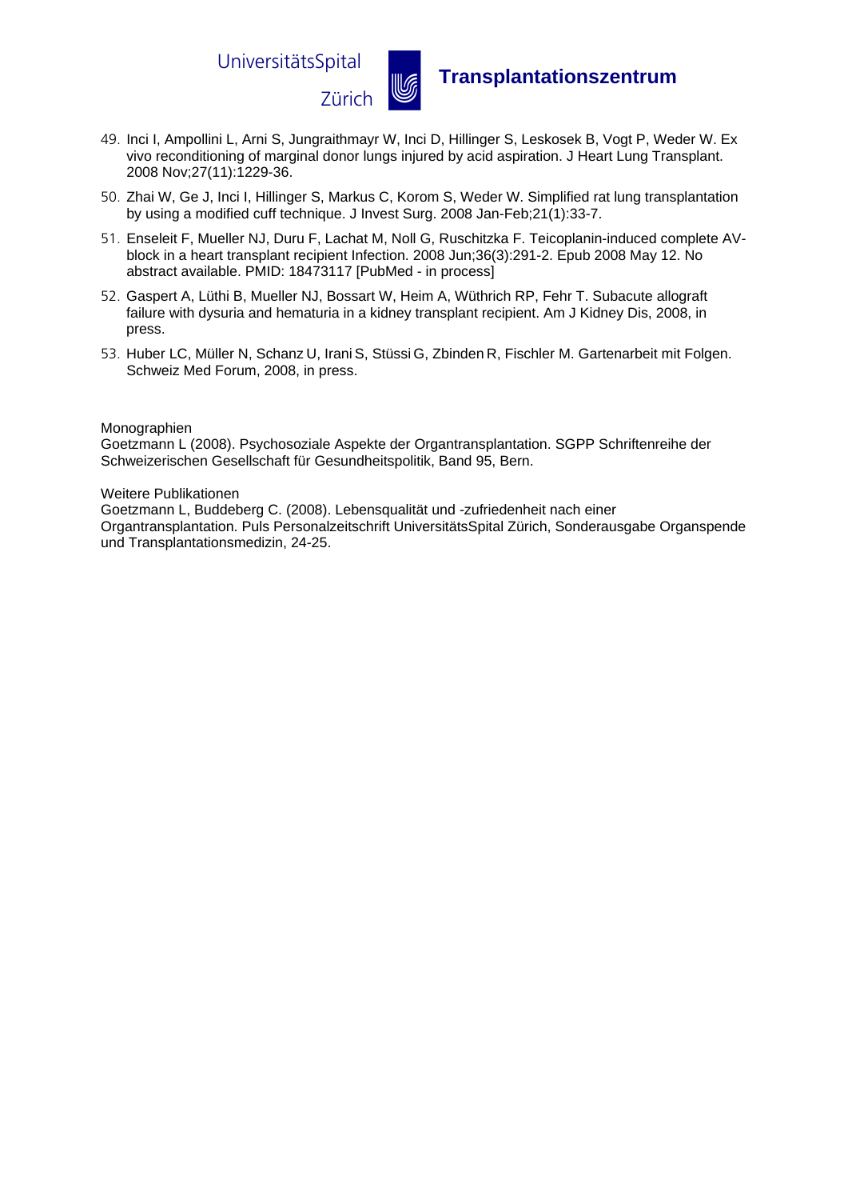49. Inci I, Ampollini L, Arni S, Jungraithmayr W, Inci D, Hillinger S, Leskosek B, Vogt P, Weder W. Ex vivo reconditioning of marginal donor lungs injured by acid aspiration. J Heart Lung Transplant. 2008 Nov;27(11):1229-36.
50. Zhai W, Ge J, Inci I, Hillinger S, Markus C, Korom S, Weder W. Simplified rat lung transplantation by using a modified cuff technique. J Invest Surg. 2008 Jan-Feb;21(1):33-7.
51. Enseleit F, Mueller NJ, Duru F, Lachat M, Noll G, Ruschitzka F. Teicoplanin-induced complete AV-block in a heart transplant recipient Infection. 2008 Jun;36(3):291-2. Epub 2008 May 12. No abstract available. PMID: 18473117 [PubMed - in process]
52. Gaspert A, Lüthi B, Mueller NJ, Bossart W, Heim A, Wüthrich RP, Fehr T. Subacute allograft failure with dysuria and hematuria in a kidney transplant recipient. Am J Kidney Dis, 2008, in press.
53. Huber LC, Müller N, Schanz U, Irani S, Stüssi G, Zbinden R, Fischler M. Gartenarbeit mit Folgen. Schweiz Med Forum, 2008, in press.

Monographien

Goetzmann L (2008). Psychosoziale Aspekte der Organtransplantation. SGPP Schriftenreihe der Schweizerischen Gesellschaft für Gesundheitspolitik, Band 95, Bern.

Weitere Publikationen

Goetzmann L, Buddeberg C. (2008). Lebensqualität und -zufriedenheit nach einer Organtransplantation. Puls Personalzeitschrift UniversitätsSpital Zürich, Sonderausgabe Organspende und Transplantationsmedizin, 24-25.